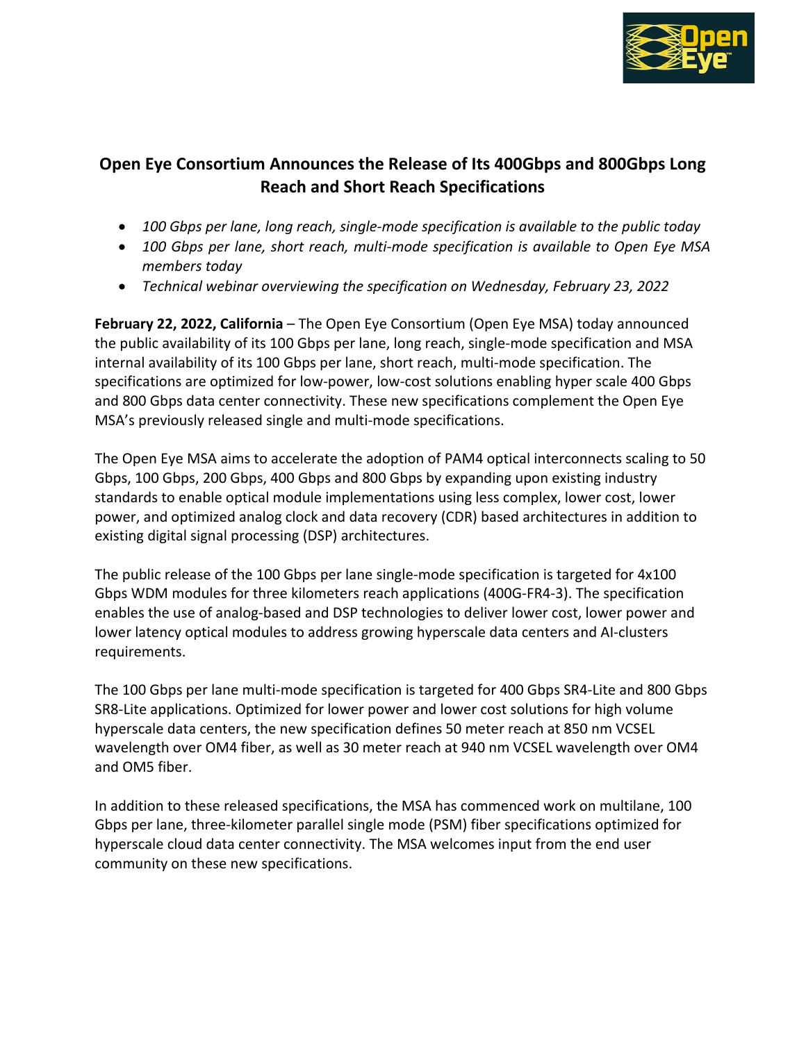# Open Eye Consortium Announces the Release of Its 400Gbps and 800Gbps Long Reach and Short Reach Specifications

- *100 Gbps per lane, long reach, single-mode specification is available to the public today*
- *100 Gbps per lane, short reach, multi-mode specification is available to Open Eye MSA members today*
- *Technical webinar overviewing the specification on Wednesday, February 23, 2022*

**February 22, 2022, California** – The Open Eye Consortium (Open Eye MSA) today announced the public availability of its 100 Gbps per lane, long reach, single-mode specification and MSA internal availability of its 100 Gbps per lane, short reach, multi-mode specification. The specifications are optimized for low-power, low-cost solutions enabling hyper scale 400 Gbps and 800 Gbps data center connectivity. These new specifications complement the Open Eye MSA's previously released single and multi-mode specifications.

The Open Eye MSA aims to accelerate the adoption of PAM4 optical interconnects scaling to 50 Gbps, 100 Gbps, 200 Gbps, 400 Gbps and 800 Gbps by expanding upon existing industry standards to enable optical module implementations using less complex, lower cost, lower power, and optimized analog clock and data recovery (CDR) based architectures in addition to existing digital signal processing (DSP) architectures.

The public release of the 100 Gbps per lane single-mode specification is targeted for 4x100 Gbps WDM modules for three kilometers reach applications (400G-FR4-3). The specification enables the use of analog-based and DSP technologies to deliver lower cost, lower power and lower latency optical modules to address growing hyperscale data centers and AI-clusters requirements.

The 100 Gbps per lane multi-mode specification is targeted for 400 Gbps SR4-Lite and 800 Gbps SR8-Lite applications. Optimized for lower power and lower cost solutions for high volume hyperscale data centers, the new specification defines 50 meter reach at 850 nm VCSEL wavelength over OM4 fiber, as well as 30 meter reach at 940 nm VCSEL wavelength over OM4 and OM5 fiber.

In addition to these released specifications, the MSA has commenced work on multilane, 100 Gbps per lane, three-kilometer parallel single mode (PSM) fiber specifications optimized for hyperscale cloud data center connectivity. The MSA welcomes input from the end user community on these new specifications.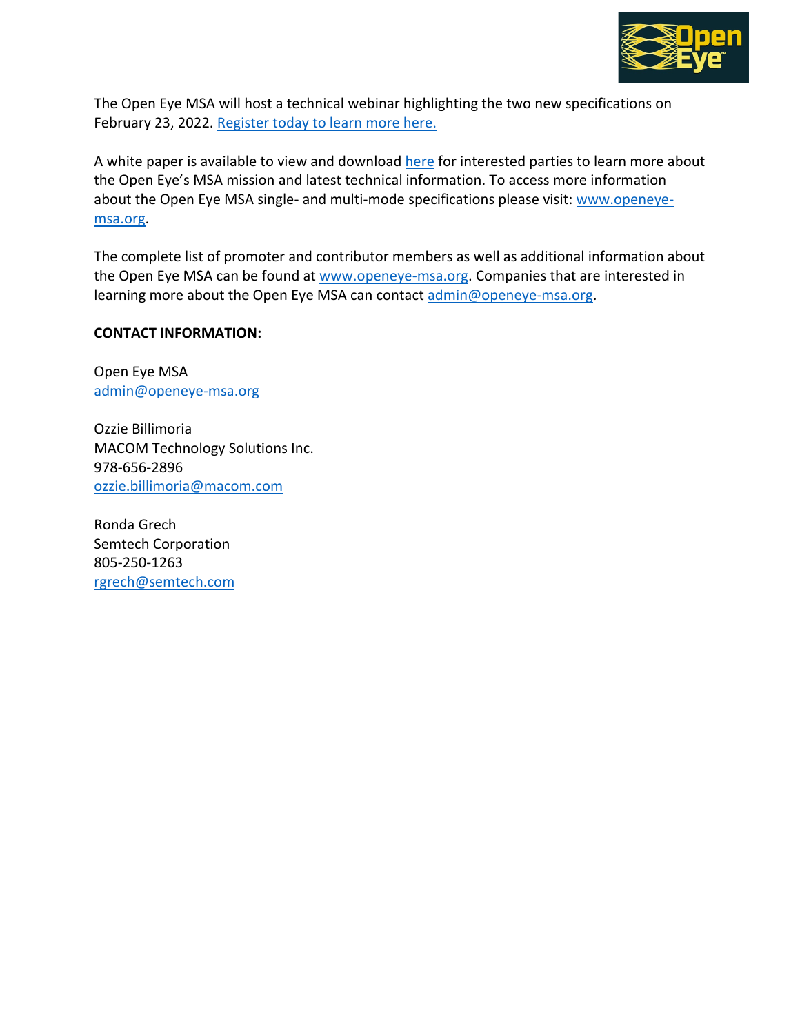The Open Eye MSA will host a technical webinar highlighting the two new specifications on February 23, 2022. Register today to learn more here.

A white paper is available to view and download here for interested parties to learn more about the Open Eye's MSA mission and latest technical information. To access more information about the Open Eye MSA single- and multi-mode specifications please visit: www.openeye-msa.org.

The complete list of promoter and contributor members as well as additional information about the Open Eye MSA can be found at www.openeye-msa.org. Companies that are interested in learning more about the Open Eye MSA can contact admin@openeye-msa.org.

**CONTACT INFORMATION:**

Open Eye MSA
admin@openeye-msa.org

Ozzie Billimoria
MACOM Technology Solutions Inc.
978-656-2896
ozzie.billimoria@macom.com

Ronda Grech
Semtech Corporation
805-250-1263
rgrech@semtech.com